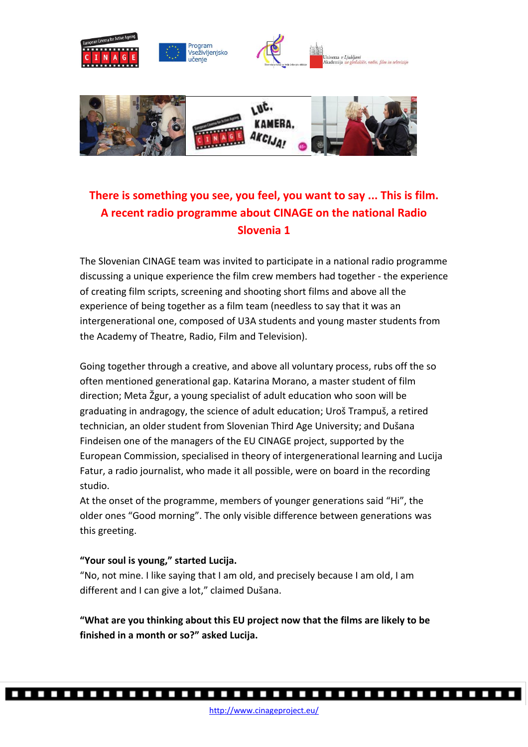# There is something you see, you feel, you want to say ... This is film. A recent radio programme about CINAGE on the national Radio Slovenia 1

The Slovenian CINAGE team was invited to participate in a national radio programme discussing a unique experience the film crew members had together - the experience of creating film scripts, screening and shooting short films and above all the experience of being together as a film team (needless to say that it was an intergenerational one, composed of U3A students and young master students from the Academy of Theatre, Radio, Film and Television).

Going together through a creative, and above all voluntary process, rubs off the so often mentioned generational gap. Katarina Morano, a master student of film direction; Meta Žgur, a young specialist of adult education who soon will be graduating in andragogy, the science of adult education; Uroš Trampuš, a retired technician, an older student from Slovenian Third Age University; and Dušana Findeisen one of the managers of the EU CINAGE project, supported by the European Commission, specialised in theory of intergenerational learning and Lucija Fatur, a radio journalist, who made it all possible, were on board in the recording studio.

At the onset of the programme, members of younger generations said "Hi", the older ones "Good morning". The only visible difference between generations was this greeting.

**"Your soul is young," started Lucija.**

"No, not mine. I like saying that I am old, and precisely because I am old, I am different and I can give a lot," claimed Dušana.

**"What are you thinking about this EU project now that the films are likely to be finished in a month or so?" asked Lucija.**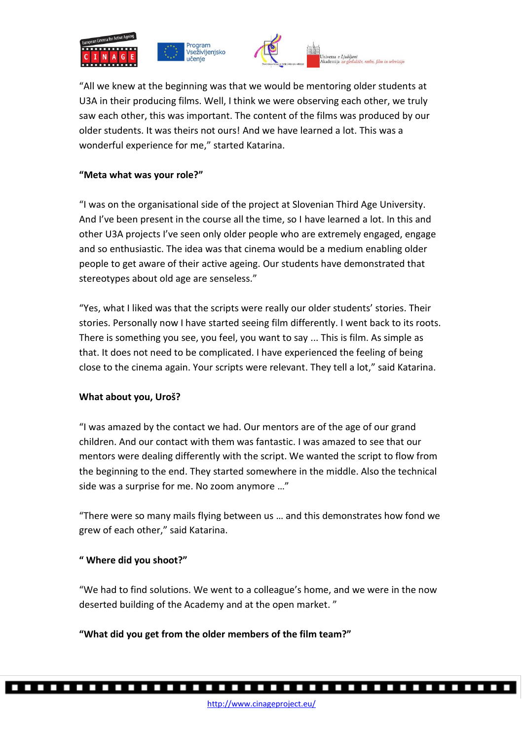"All we knew at the beginning was that we would be mentoring older students at U3A in their producing films. Well, I think we were observing each other, we truly saw each other, this was important. The content of the films was produced by our older students. It was theirs not ours! And we have learned a lot. This was a wonderful experience for me," started Katarina.

**"Meta what was your role?"**

"I was on the organisational side of the project at Slovenian Third Age University. And I've been present in the course all the time, so I have learned a lot. In this and other U3A projects I've seen only older people who are extremely engaged, engage and so enthusiastic. The idea was that cinema would be a medium enabling older people to get aware of their active ageing. Our students have demonstrated that stereotypes about old age are senseless."

"Yes, what I liked was that the scripts were really our older students' stories. Their stories. Personally now I have started seeing film differently. I went back to its roots. There is something you see, you feel, you want to say ... This is film. As simple as that. It does not need to be complicated. I have experienced the feeling of being close to the cinema again. Your scripts were relevant. They tell a lot," said Katarina.

**What about you, Uroš?**

"I was amazed by the contact we had. Our mentors are of the age of our grand children. And our contact with them was fantastic. I was amazed to see that our mentors were dealing differently with the script. We wanted the script to flow from the beginning to the end. They started somewhere in the middle. Also the technical side was a surprise for me. No zoom anymore …"

"There were so many mails flying between us … and this demonstrates how fond we grew of each other," said Katarina.

**" Where did you shoot?"**

"We had to find solutions. We went to a colleague's home, and we were in the now deserted building of the Academy and at the open market. "

**"What did you get from the older members of the film team?"**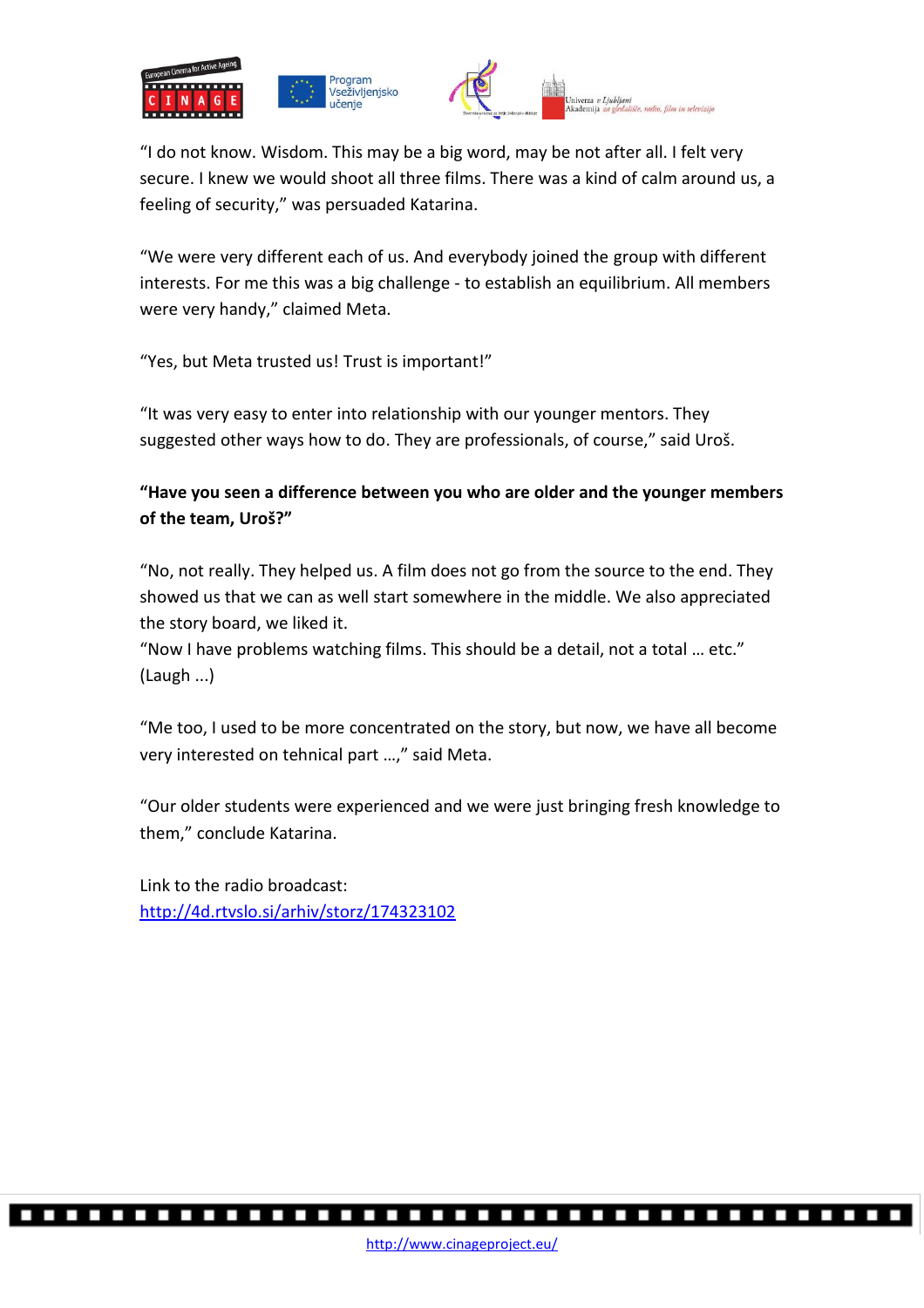"I do not know. Wisdom. This may be a big word, may be not after all. I felt very secure. I knew we would shoot all three films. There was a kind of calm around us, a feeling of security," was persuaded Katarina.

"We were very different each of us. And everybody joined the group with different interests. For me this was a big challenge - to establish an equilibrium. All members were very handy," claimed Meta.

"Yes, but Meta trusted us! Trust is important!"

"It was very easy to enter into relationship with our younger mentors. They suggested other ways how to do. They are professionals, of course," said Uroš.

**"Have you seen a difference between you who are older and the younger members of the team, Uroš?"**

"No, not really. They helped us. A film does not go from the source to the end. They showed us that we can as well start somewhere in the middle. We also appreciated the story board, we liked it.
"Now I have problems watching films. This should be a detail, not a total … etc." (Laugh ...)

"Me too, I used to be more concentrated on the story, but now, we have all become very interested on tehnical part …," said Meta.

"Our older students were experienced and we were just bringing fresh knowledge to them," conclude Katarina.

Link to the radio broadcast:
http://4d.rtvslo.si/arhiv/storz/174323102